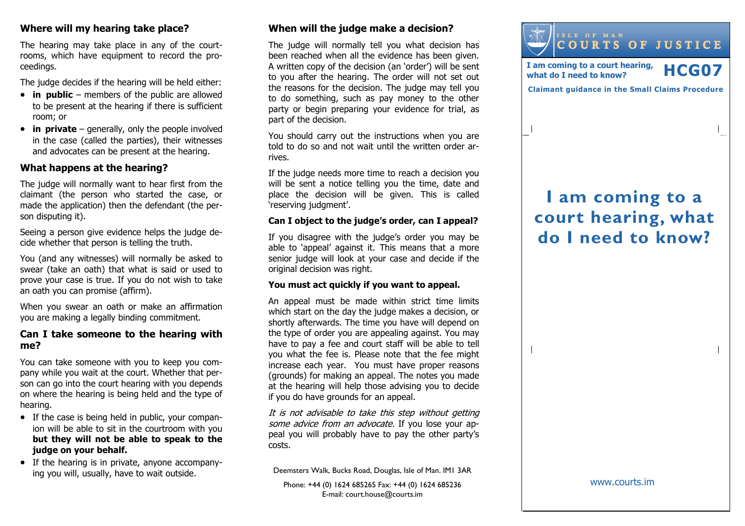## Where will my hearing take place?

The hearing may take place in any of the courtrooms, which have equipment to record the proceedings.

The judge decides if the hearing will be held either:

- **in public** – members of the public are allowed to be present at the hearing if there is sufficient room; or
- **in private** – generally, only the people involved in the case (called the parties), their witnesses and advocates can be present at the hearing.

## What happens at the hearing?

The judge will normally want to hear first from the claimant (the person who started the case, or made the application) then the defendant (the person disputing it).

Seeing a person give evidence helps the judge decide whether that person is telling the truth.

You (and any witnesses) will normally be asked to swear (take an oath) that what is said or used to prove your case is true. If you do not wish to take an oath you can promise (affirm).

When you swear an oath or make an affirmation you are making a legally binding commitment.

## Can I take someone to the hearing with me?

You can take someone with you to keep you company while you wait at the court. Whether that person can go into the court hearing with you depends on where the hearing is being held and the type of hearing.

- If the case is being held in public, your companion will be able to sit in the courtroom with you **but they will not be able to speak to the judge on your behalf.**
- If the hearing is in private, anyone accompanying you will, usually, have to wait outside.

## When will the judge make a decision?

The judge will normally tell you what decision has been reached when all the evidence has been given. A written copy of the decision (an 'order') will be sent to you after the hearing. The order will not set out the reasons for the decision. The judge may tell you to do something, such as pay money to the other party or begin preparing your evidence for trial, as part of the decision.

You should carry out the instructions when you are told to do so and not wait until the written order arrives.

If the judge needs more time to reach a decision you will be sent a notice telling you the time, date and place the decision will be given. This is called 'reserving judgment'.

### Can I object to the judge's order, can I appeal?

If you disagree with the judge's order you may be able to 'appeal' against it. This means that a more senior judge will look at your case and decide if the original decision was right.

### You must act quickly if you want to appeal.

An appeal must be made within strict time limits which start on the day the judge makes a decision, or shortly afterwards. The time you have will depend on the type of order you are appealing against. You may have to pay a fee and court staff will be able to tell you what the fee is. Please note that the fee might increase each year. You must have proper reasons (grounds) for making an appeal. The notes you made at the hearing will help those advising you to decide if you do have grounds for an appeal.

*It is not advisable to take this step without getting some advice from an advocate.* If you lose your appeal you will probably have to pay the other party's costs.

Deemsters Walk, Bucks Road, Douglas, Isle of Man. IM1 3AR

Phone: +44 (0) 1624 685265 Fax: +44 (0) 1624 685236
E-mail: court.house@courts.im

ISLE OF MAN
COURTS OF JUSTICE

**I am coming to a court hearing, what do I need to know?** **HCG07**

**Claimant guidance in the Small Claims Procedure**

# I am coming to a court hearing, what do I need to know?

www.courts.im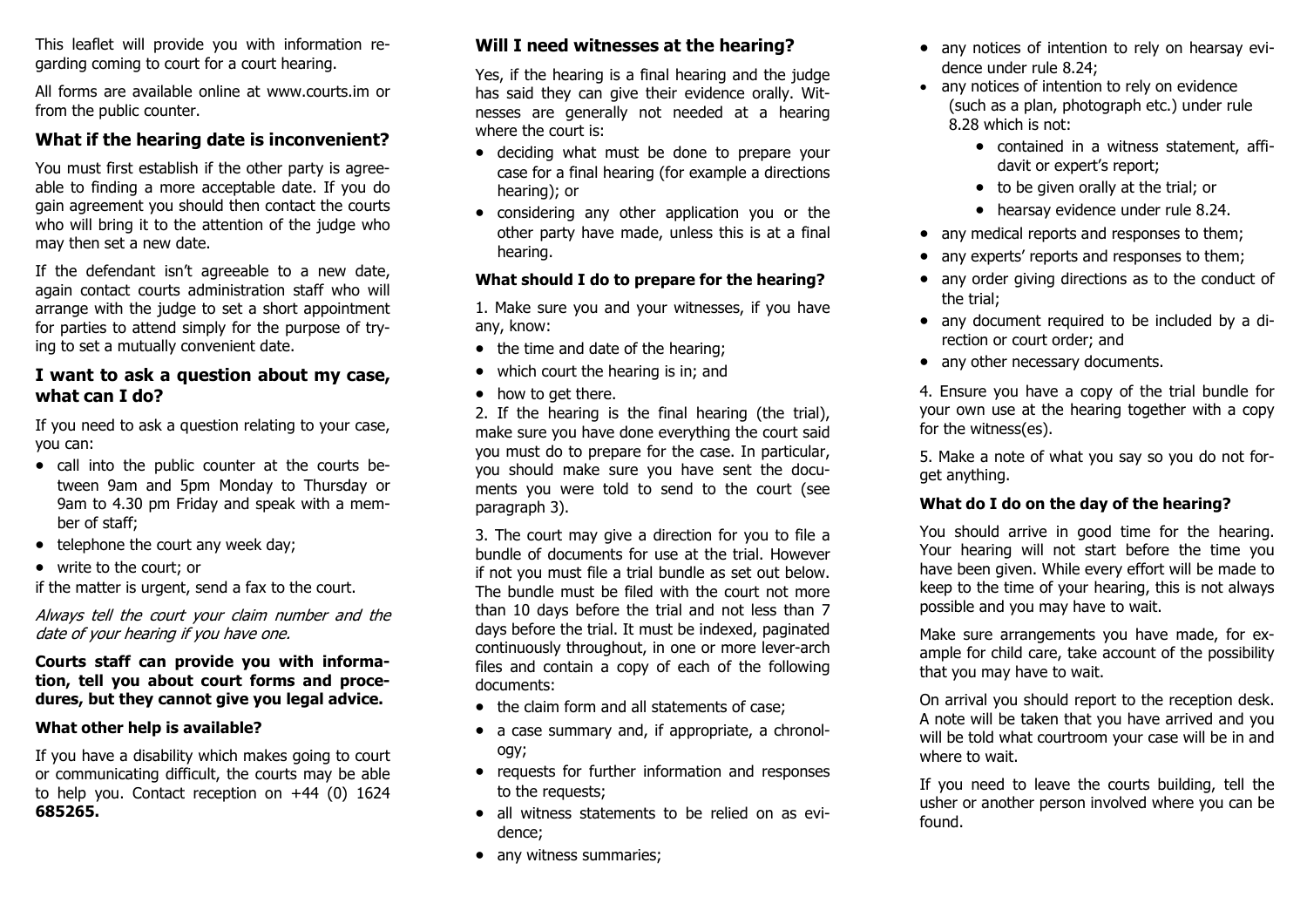This leaflet will provide you with information regarding coming to court for a court hearing.

All forms are available online at www.courts.im or from the public counter.

## What if the hearing date is inconvenient?

You must first establish if the other party is agreeable to finding a more acceptable date. If you do gain agreement you should then contact the courts who will bring it to the attention of the judge who may then set a new date.

If the defendant isn't agreeable to a new date, again contact courts administration staff who will arrange with the judge to set a short appointment for parties to attend simply for the purpose of trying to set a mutually convenient date.

## I want to ask a question about my case, what can I do?

If you need to ask a question relating to your case, you can:

- call into the public counter at the courts between 9am and 5pm Monday to Thursday or 9am to 4.30 pm Friday and speak with a member of staff;
- telephone the court any week day;
- write to the court; or

if the matter is urgent, send a fax to the court.

*Always tell the court your claim number and the date of your hearing if you have one.*

**Courts staff can provide you with information, tell you about court forms and procedures, but they cannot give you legal advice.**

### What other help is available?

If you have a disability which makes going to court or communicating difficult, the courts may be able to help you. Contact reception on +44 (0) 1624 **685265.**

## Will I need witnesses at the hearing?

Yes, if the hearing is a final hearing and the judge has said they can give their evidence orally. Witnesses are generally not needed at a hearing where the court is:

- deciding what must be done to prepare your case for a final hearing (for example a directions hearing); or
- considering any other application you or the other party have made, unless this is at a final hearing.

### What should I do to prepare for the hearing?

1. Make sure you and your witnesses, if you have any, know:

- the time and date of the hearing;
- which court the hearing is in; and
- how to get there.

2. If the hearing is the final hearing (the trial), make sure you have done everything the court said you must do to prepare for the case. In particular, you should make sure you have sent the documents you were told to send to the court (see paragraph 3).

3. The court may give a direction for you to file a bundle of documents for use at the trial. However if not you must file a trial bundle as set out below. The bundle must be filed with the court not more than 10 days before the trial and not less than 7 days before the trial. It must be indexed, paginated continuously throughout, in one or more lever-arch files and contain a copy of each of the following documents:

- the claim form and all statements of case;
- a case summary and, if appropriate, a chronology;
- requests for further information and responses to the requests;
- all witness statements to be relied on as evidence;
- any witness summaries;
- any notices of intention to rely on hearsay evidence under rule 8.24;
- any notices of intention to rely on evidence (such as a plan, photograph etc.) under rule 8.28 which is not:
    - contained in a witness statement, affidavit or expert's report;
    - to be given orally at the trial; or
    - hearsay evidence under rule 8.24.
- any medical reports and responses to them;
- any experts' reports and responses to them;
- any order giving directions as to the conduct of the trial;
- any document required to be included by a direction or court order; and
- any other necessary documents.

4. Ensure you have a copy of the trial bundle for your own use at the hearing together with a copy for the witness(es).

5. Make a note of what you say so you do not forget anything.

### What do I do on the day of the hearing?

You should arrive in good time for the hearing. Your hearing will not start before the time you have been given. While every effort will be made to keep to the time of your hearing, this is not always possible and you may have to wait.

Make sure arrangements you have made, for example for child care, take account of the possibility that you may have to wait.

On arrival you should report to the reception desk. A note will be taken that you have arrived and you will be told what courtroom your case will be in and where to wait.

If you need to leave the courts building, tell the usher or another person involved where you can be found.